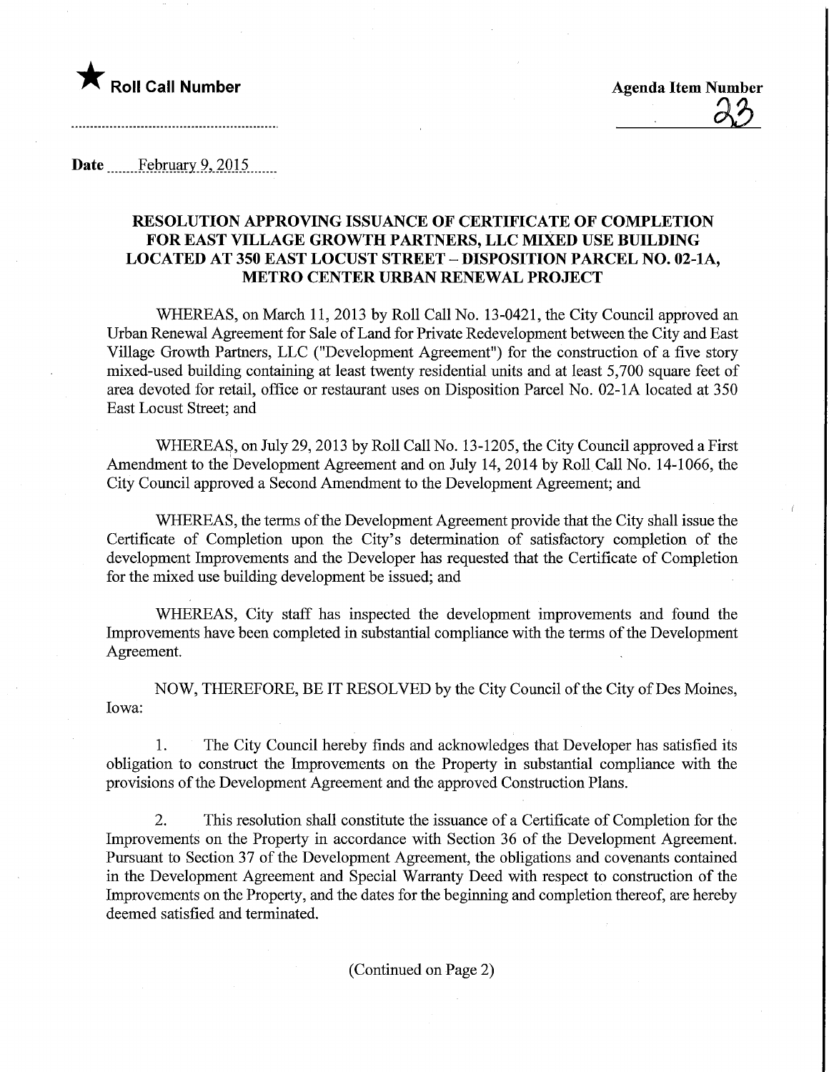★ **Roll Call Number**

**Agenda Item Number**

23

**Date** February 9, 2015

**RESOLUTION APPROVING ISSUANCE OF CERTIFICATE OF COMPLETION FOR EAST VILLAGE GROWTH PARTNERS, LLC MIXED USE BUILDING LOCATED AT 350 EAST LOCUST STREET – DISPOSITION PARCEL NO. 02-1A, METRO CENTER URBAN RENEWAL PROJECT**

WHEREAS, on March 11, 2013 by Roll Call No. 13-0421, the City Council approved an Urban Renewal Agreement for Sale of Land for Private Redevelopment between the City and East Village Growth Partners, LLC ("Development Agreement") for the construction of a five story mixed-used building containing at least twenty residential units and at least 5,700 square feet of area devoted for retail, office or restaurant uses on Disposition Parcel No. 02-1A located at 350 East Locust Street; and

WHEREAS, on July 29, 2013 by Roll Call No. 13-1205, the City Council approved a First Amendment to the Development Agreement and on July 14, 2014 by Roll Call No. 14-1066, the City Council approved a Second Amendment to the Development Agreement; and

WHEREAS, the terms of the Development Agreement provide that the City shall issue the Certificate of Completion upon the City's determination of satisfactory completion of the development Improvements and the Developer has requested that the Certificate of Completion for the mixed use building development be issued; and

WHEREAS, City staff has inspected the development improvements and found the Improvements have been completed in substantial compliance with the terms of the Development Agreement.

NOW, THEREFORE, BE IT RESOLVED by the City Council of the City of Des Moines, Iowa:

1. The City Council hereby finds and acknowledges that Developer has satisfied its obligation to construct the Improvements on the Property in substantial compliance with the provisions of the Development Agreement and the approved Construction Plans.

2. This resolution shall constitute the issuance of a Certificate of Completion for the Improvements on the Property in accordance with Section 36 of the Development Agreement. Pursuant to Section 37 of the Development Agreement, the obligations and covenants contained in the Development Agreement and Special Warranty Deed with respect to construction of the Improvements on the Property, and the dates for the beginning and completion thereof, are hereby deemed satisfied and terminated.

(Continued on Page 2)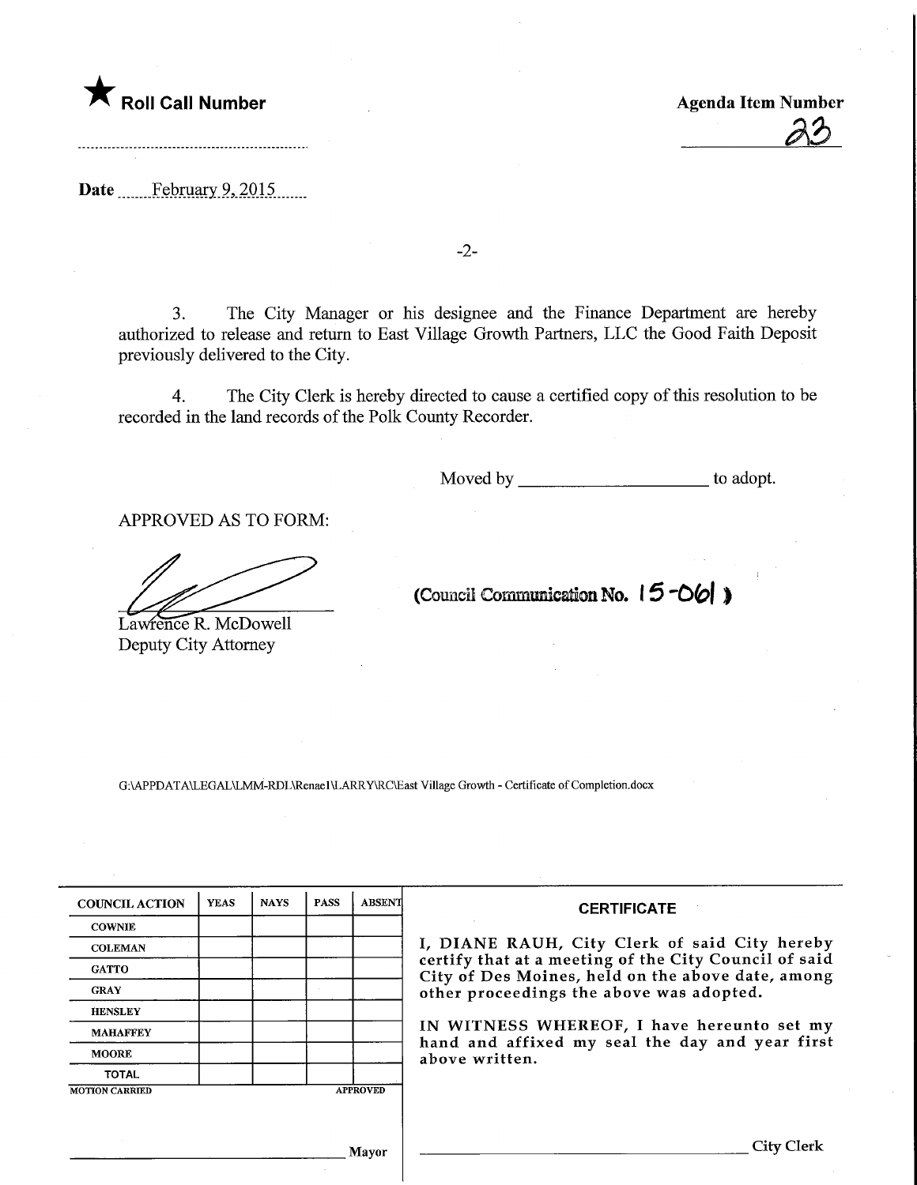★ **Roll Call Number**

**Agenda Item Number**

23

**Date** February 9, 2015

3. The City Manager or his designee and the Finance Department are hereby authorized to release and return to East Village Growth Partners, LLC the Good Faith Deposit previously delivered to the City.

4. The City Clerk is hereby directed to cause a certified copy of this resolution to be recorded in the land records of the Polk County Recorder.

Moved by ____________________ to adopt.

APPROVED AS TO FORM:

Lawrence R. McDowell
Deputy City Attorney

**(Council Communication No. 15-061)**

G:\APPDATA\LEGAL\LMM-RDL\Renae1\LARRY\RC\East Village Growth - Certificate of Completion.docx

| COUNCIL ACTION | YEAS | NAYS | PASS | ABSENT |
|---|---|---|---|---|
| COWNIE | | | | |
| COLEMAN | | | | |
| GATTO | | | | |
| GRAY | | | | |
| HENSLEY | | | | |
| MAHAFFEY | | | | |
| MOORE | | | | |
| TOTAL | | | | |

MOTION CARRIED — APPROVED

______________________________ Mayor

**CERTIFICATE**

I, DIANE RAUH, City Clerk of said City hereby certify that at a meeting of the City Council of said City of Des Moines, held on the above date, among other proceedings the above was adopted.

IN WITNESS WHEREOF, I have hereunto set my hand and affixed my seal the day and year first above written.

______________________________ City Clerk